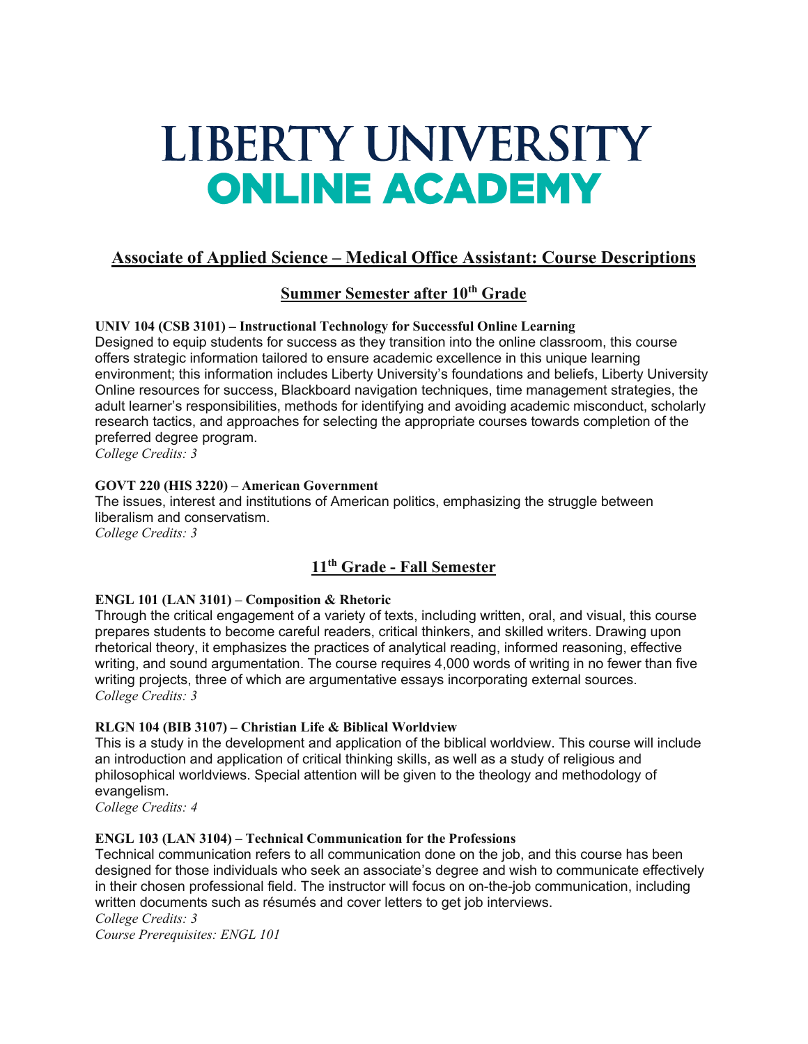# LIBERTY UNIVERSITY
# ONLINE ACADEMY

## Associate of Applied Science – Medical Office Assistant: Course Descriptions

### Summer Semester after 10th Grade

**UNIV 104 (CSB 3101) – Instructional Technology for Successful Online Learning**
Designed to equip students for success as they transition into the online classroom, this course offers strategic information tailored to ensure academic excellence in this unique learning environment; this information includes Liberty University's foundations and beliefs, Liberty University Online resources for success, Blackboard navigation techniques, time management strategies, the adult learner's responsibilities, methods for identifying and avoiding academic misconduct, scholarly research tactics, and approaches for selecting the appropriate courses towards completion of the preferred degree program.
*College Credits: 3*

**GOVT 220 (HIS 3220) – American Government**
The issues, interest and institutions of American politics, emphasizing the struggle between liberalism and conservatism.
*College Credits: 3*

### 11th Grade - Fall Semester

**ENGL 101 (LAN 3101) – Composition & Rhetoric**
Through the critical engagement of a variety of texts, including written, oral, and visual, this course prepares students to become careful readers, critical thinkers, and skilled writers. Drawing upon rhetorical theory, it emphasizes the practices of analytical reading, informed reasoning, effective writing, and sound argumentation. The course requires 4,000 words of writing in no fewer than five writing projects, three of which are argumentative essays incorporating external sources.
*College Credits: 3*

**RLGN 104 (BIB 3107) – Christian Life & Biblical Worldview**
This is a study in the development and application of the biblical worldview. This course will include an introduction and application of critical thinking skills, as well as a study of religious and philosophical worldviews. Special attention will be given to the theology and methodology of evangelism.
*College Credits: 4*

**ENGL 103 (LAN 3104) – Technical Communication for the Professions**
Technical communication refers to all communication done on the job, and this course has been designed for those individuals who seek an associate's degree and wish to communicate effectively in their chosen professional field. The instructor will focus on on-the-job communication, including written documents such as résumés and cover letters to get job interviews.
*College Credits: 3*
*Course Prerequisites: ENGL 101*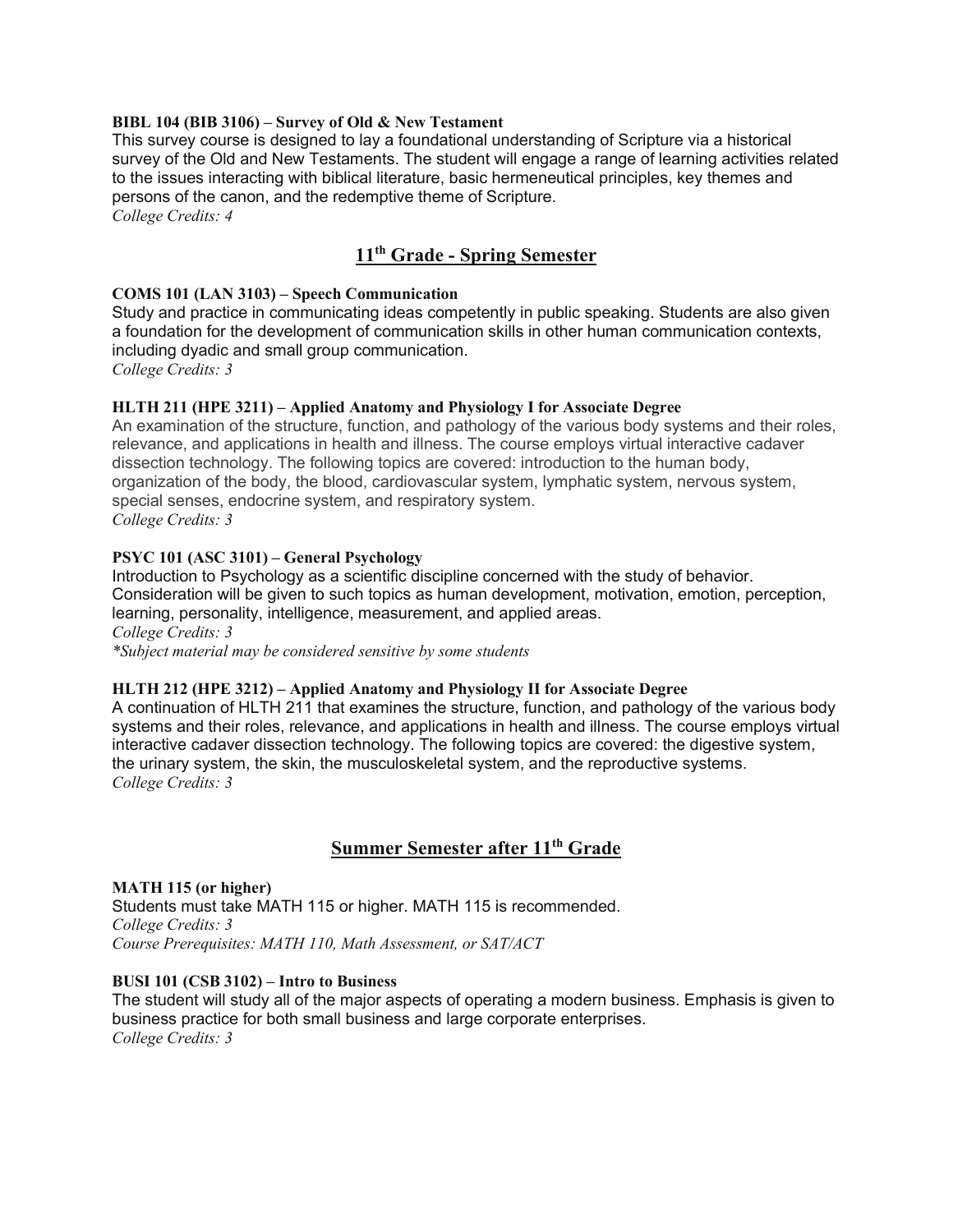**BIBL 104 (BIB 3106) – Survey of Old & New Testament**
This survey course is designed to lay a foundational understanding of Scripture via a historical survey of the Old and New Testaments. The student will engage a range of learning activities related to the issues interacting with biblical literature, basic hermeneutical principles, key themes and persons of the canon, and the redemptive theme of Scripture.
*College Credits: 4*

## 11th Grade - Spring Semester

**COMS 101 (LAN 3103) – Speech Communication**
Study and practice in communicating ideas competently in public speaking. Students are also given a foundation for the development of communication skills in other human communication contexts, including dyadic and small group communication.
*College Credits: 3*

**HLTH 211 (HPE 3211) – Applied Anatomy and Physiology I for Associate Degree**
An examination of the structure, function, and pathology of the various body systems and their roles, relevance, and applications in health and illness. The course employs virtual interactive cadaver dissection technology. The following topics are covered: introduction to the human body, organization of the body, the blood, cardiovascular system, lymphatic system, nervous system, special senses, endocrine system, and respiratory system.
*College Credits: 3*

**PSYC 101 (ASC 3101) – General Psychology**
Introduction to Psychology as a scientific discipline concerned with the study of behavior. Consideration will be given to such topics as human development, motivation, emotion, perception, learning, personality, intelligence, measurement, and applied areas.
*College Credits: 3*
*\*Subject material may be considered sensitive by some students*

**HLTH 212 (HPE 3212) – Applied Anatomy and Physiology II for Associate Degree**
A continuation of HLTH 211 that examines the structure, function, and pathology of the various body systems and their roles, relevance, and applications in health and illness. The course employs virtual interactive cadaver dissection technology. The following topics are covered: the digestive system, the urinary system, the skin, the musculoskeletal system, and the reproductive systems.
*College Credits: 3*

## Summer Semester after 11th Grade

**MATH 115 (or higher)**
Students must take MATH 115 or higher. MATH 115 is recommended.
*College Credits: 3*
*Course Prerequisites: MATH 110, Math Assessment, or SAT/ACT*

**BUSI 101 (CSB 3102) – Intro to Business**
The student will study all of the major aspects of operating a modern business. Emphasis is given to business practice for both small business and large corporate enterprises.
*College Credits: 3*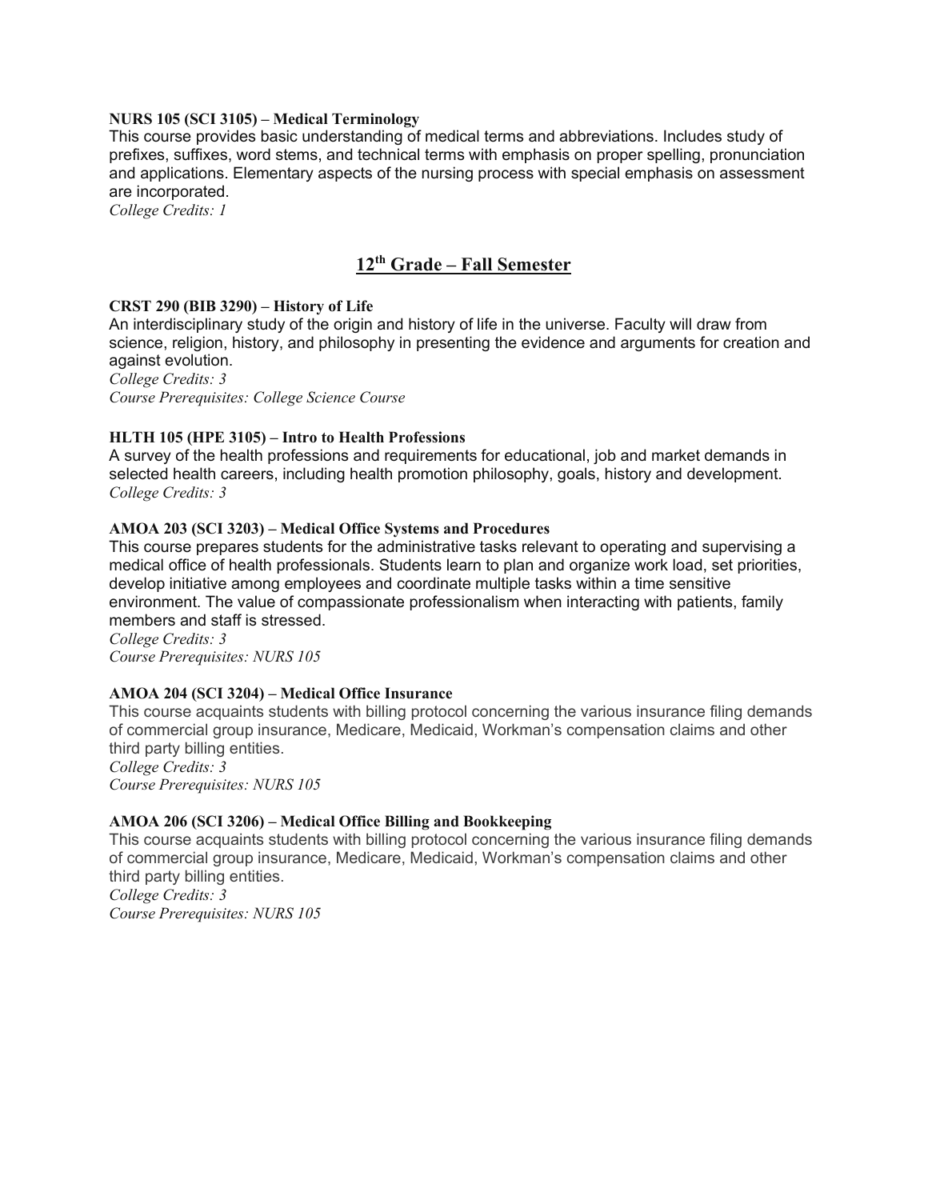**NURS 105 (SCI 3105) – Medical Terminology**

This course provides basic understanding of medical terms and abbreviations. Includes study of prefixes, suffixes, word stems, and technical terms with emphasis on proper spelling, pronunciation and applications. Elementary aspects of the nursing process with special emphasis on assessment are incorporated.

*College Credits: 1*

## 12th Grade – Fall Semester

**CRST 290 (BIB 3290) – History of Life**

An interdisciplinary study of the origin and history of life in the universe. Faculty will draw from science, religion, history, and philosophy in presenting the evidence and arguments for creation and against evolution.

*College Credits: 3*
*Course Prerequisites: College Science Course*

**HLTH 105 (HPE 3105) – Intro to Health Professions**

A survey of the health professions and requirements for educational, job and market demands in selected health careers, including health promotion philosophy, goals, history and development.

*College Credits: 3*

**AMOA 203 (SCI 3203) – Medical Office Systems and Procedures**

This course prepares students for the administrative tasks relevant to operating and supervising a medical office of health professionals. Students learn to plan and organize work load, set priorities, develop initiative among employees and coordinate multiple tasks within a time sensitive environment. The value of compassionate professionalism when interacting with patients, family members and staff is stressed.

*College Credits: 3*
*Course Prerequisites: NURS 105*

**AMOA 204 (SCI 3204) – Medical Office Insurance**

This course acquaints students with billing protocol concerning the various insurance filing demands of commercial group insurance, Medicare, Medicaid, Workman's compensation claims and other third party billing entities.

*College Credits: 3*
*Course Prerequisites: NURS 105*

**AMOA 206 (SCI 3206) – Medical Office Billing and Bookkeeping**

This course acquaints students with billing protocol concerning the various insurance filing demands of commercial group insurance, Medicare, Medicaid, Workman's compensation claims and other third party billing entities.

*College Credits: 3*
*Course Prerequisites: NURS 105*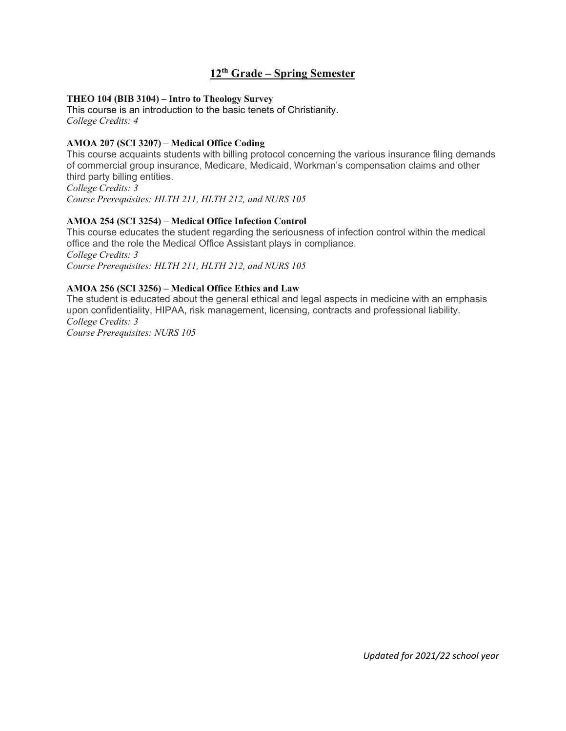## 12th Grade – Spring Semester

**THEO 104 (BIB 3104) – Intro to Theology Survey**
This course is an introduction to the basic tenets of Christianity.
*College Credits: 4*

**AMOA 207 (SCI 3207) – Medical Office Coding**
This course acquaints students with billing protocol concerning the various insurance filing demands of commercial group insurance, Medicare, Medicaid, Workman's compensation claims and other third party billing entities.
*College Credits: 3*
*Course Prerequisites: HLTH 211, HLTH 212, and NURS 105*

**AMOA 254 (SCI 3254) – Medical Office Infection Control**
This course educates the student regarding the seriousness of infection control within the medical office and the role the Medical Office Assistant plays in compliance.
*College Credits: 3*
*Course Prerequisites: HLTH 211, HLTH 212, and NURS 105*

**AMOA 256 (SCI 3256) – Medical Office Ethics and Law**
The student is educated about the general ethical and legal aspects in medicine with an emphasis upon confidentiality, HIPAA, risk management, licensing, contracts and professional liability.
*College Credits: 3*
*Course Prerequisites: NURS 105*

*Updated for 2021/22 school year*